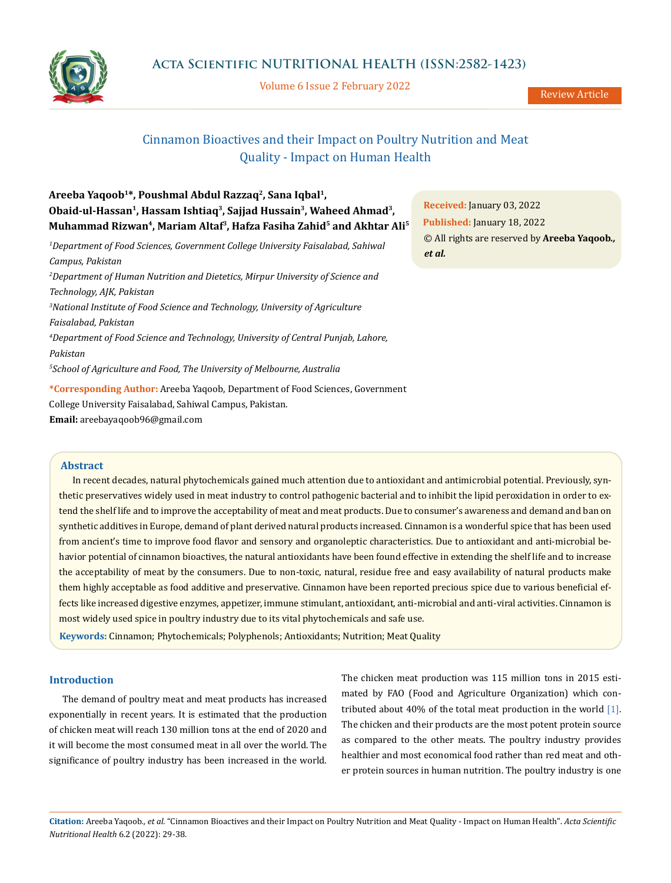# Cinnamon Bioactives and their Impact on Poultry Nutrition and Meat Quality - Impact on Human Health

**Areeba Yaqoob[1]*, Poushmal Abdul Razzaq[2], Sana Iqbal[1], Obaid-ul-Hassan[1], Hassam Ishtiaq[3], Sajjad Hussain[3], Waheed Ahmad[3], Muhammad Rizwan[4], Mariam Altaf[3], Hafza Fasiha Zahid[5] and Akhtar Ali[5]**

[1]*Department of Food Sciences, Government College University Faisalabad, Sahiwal Campus, Pakistan*

[2]*Department of Human Nutrition and Dietetics, Mirpur University of Science and Technology, AJK, Pakistan*

[3]*National Institute of Food Science and Technology, University of Agriculture Faisalabad, Pakistan*

[4]*Department of Food Science and Technology, University of Central Punjab, Lahore, Pakistan*

[5]*School of Agriculture and Food, The University of Melbourne, Australia*

**\*Corresponding Author:** Areeba Yaqoob, Department of Food Sciences, Government College University Faisalabad, Sahiwal Campus, Pakistan.

**Email:** areebayaqoob96@gmail.com

**Received:** January 03, 2022

**Published:** January 18, 2022

© All rights are reserved by **Areeba Yaqoob., *et al.***

## Abstract

In recent decades, natural phytochemicals gained much attention due to antioxidant and antimicrobial potential. Previously, synthetic preservatives widely used in meat industry to control pathogenic bacterial and to inhibit the lipid peroxidation in order to extend the shelf life and to improve the acceptability of meat and meat products. Due to consumer's awareness and demand and ban on synthetic additives in Europe, demand of plant derived natural products increased. Cinnamon is a wonderful spice that has been used from ancient's time to improve food flavor and sensory and organoleptic characteristics. Due to antioxidant and anti-microbial behavior potential of cinnamon bioactives, the natural antioxidants have been found effective in extending the shelf life and to increase the acceptability of meat by the consumers. Due to non-toxic, natural, residue free and easy availability of natural products make them highly acceptable as food additive and preservative. Cinnamon have been reported precious spice due to various beneficial effects like increased digestive enzymes, appetizer, immune stimulant, antioxidant, anti-microbial and anti-viral activities. Cinnamon is most widely used spice in poultry industry due to its vital phytochemicals and safe use.

**Keywords:** Cinnamon; Phytochemicals; Polyphenols; Antioxidants; Nutrition; Meat Quality

## Introduction

The demand of poultry meat and meat products has increased exponentially in recent years. It is estimated that the production of chicken meat will reach 130 million tons at the end of 2020 and it will become the most consumed meat in all over the world. The significance of poultry industry has been increased in the world. The chicken meat production was 115 million tons in 2015 estimated by FAO (Food and Agriculture Organization) which contributed about 40% of the total meat production in the world [1]. The chicken and their products are the most potent protein source as compared to the other meats. The poultry industry provides healthier and most economical food rather than red meat and other protein sources in human nutrition. The poultry industry is one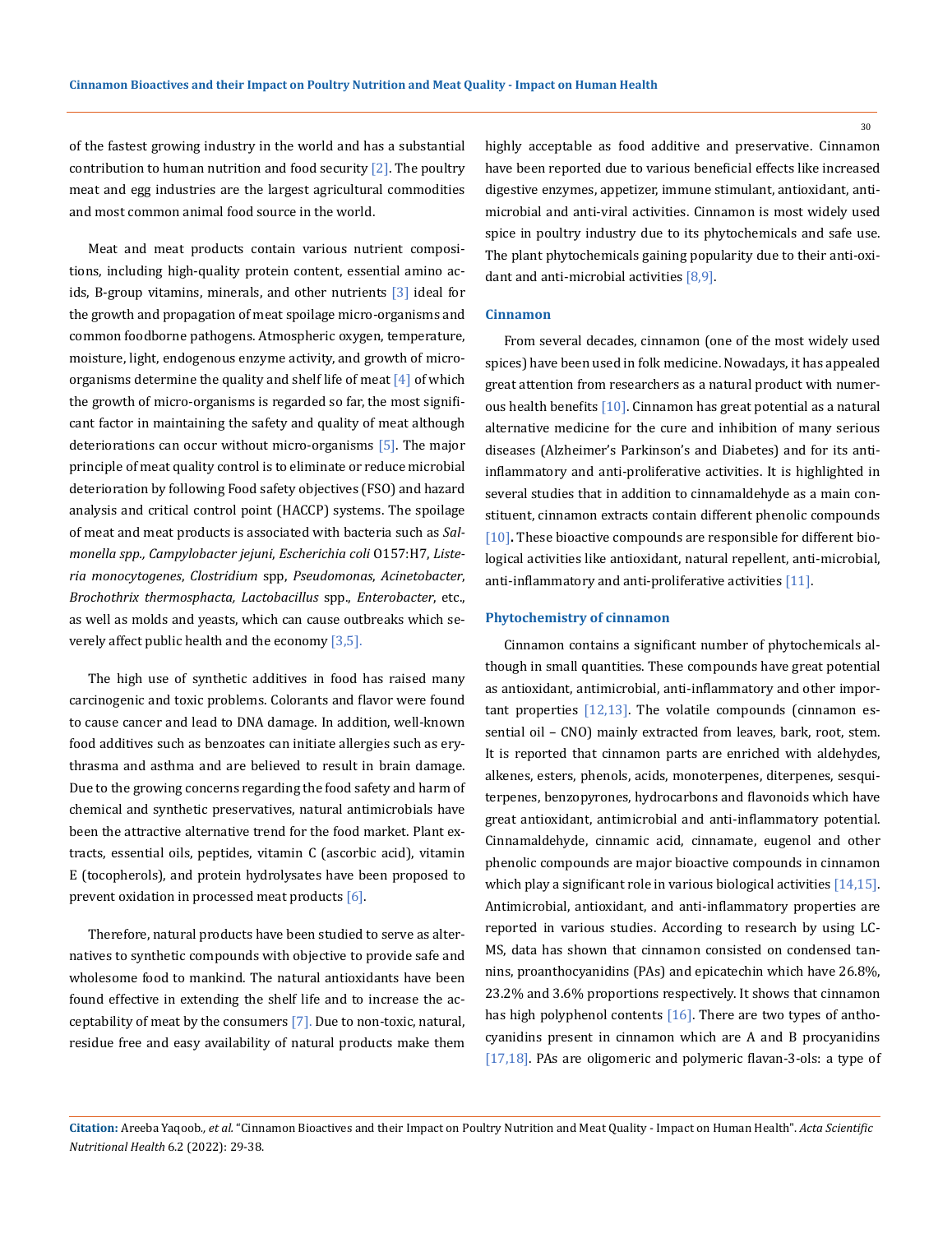of the fastest growing industry in the world and has a substantial contribution to human nutrition and food security [2]. The poultry meat and egg industries are the largest agricultural commodities and most common animal food source in the world.

Meat and meat products contain various nutrient compositions, including high-quality protein content, essential amino acids, B-group vitamins, minerals, and other nutrients [3] ideal for the growth and propagation of meat spoilage micro-organisms and common foodborne pathogens. Atmospheric oxygen, temperature, moisture, light, endogenous enzyme activity, and growth of micro-organisms determine the quality and shelf life of meat [4] of which the growth of micro-organisms is regarded so far, the most significant factor in maintaining the safety and quality of meat although deteriorations can occur without micro-organisms [5]. The major principle of meat quality control is to eliminate or reduce microbial deterioration by following Food safety objectives (FSO) and hazard analysis and critical control point (HACCP) systems. The spoilage of meat and meat products is associated with bacteria such as *Salmonella spp., Campylobacter jejuni*, *Escherichia coli* O157:H7, *Listeria monocytogenes*, *Clostridium* spp, *Pseudomonas*, *Acinetobacter*, *Brochothrix thermosphacta, Lactobacillus* spp., *Enterobacter*, etc., as well as molds and yeasts, which can cause outbreaks which severely affect public health and the economy [3,5].

The high use of synthetic additives in food has raised many carcinogenic and toxic problems. Colorants and flavor were found to cause cancer and lead to DNA damage. In addition, well-known food additives such as benzoates can initiate allergies such as erythrasma and asthma and are believed to result in brain damage. Due to the growing concerns regarding the food safety and harm of chemical and synthetic preservatives, natural antimicrobials have been the attractive alternative trend for the food market. Plant extracts, essential oils, peptides, vitamin C (ascorbic acid), vitamin E (tocopherols), and protein hydrolysates have been proposed to prevent oxidation in processed meat products [6].

Therefore, natural products have been studied to serve as alternatives to synthetic compounds with objective to provide safe and wholesome food to mankind. The natural antioxidants have been found effective in extending the shelf life and to increase the acceptability of meat by the consumers [7]. Due to non-toxic, natural, residue free and easy availability of natural products make them highly acceptable as food additive and preservative. Cinnamon have been reported due to various beneficial effects like increased digestive enzymes, appetizer, immune stimulant, antioxidant, anti-microbial and anti-viral activities. Cinnamon is most widely used spice in poultry industry due to its phytochemicals and safe use. The plant phytochemicals gaining popularity due to their anti-oxidant and anti-microbial activities [8,9].

### Cinnamon

From several decades, cinnamon (one of the most widely used spices) have been used in folk medicine. Nowadays, it has appealed great attention from researchers as a natural product with numerous health benefits [10]. Cinnamon has great potential as a natural alternative medicine for the cure and inhibition of many serious diseases (Alzheimer's Parkinson's and Diabetes) and for its anti-inflammatory and anti-proliferative activities. It is highlighted in several studies that in addition to cinnamaldehyde as a main constituent, cinnamon extracts contain different phenolic compounds [10]**.** These bioactive compounds are responsible for different biological activities like antioxidant, natural repellent, anti-microbial, anti-inflammatory and anti-proliferative activities [11].

### Phytochemistry of cinnamon

Cinnamon contains a significant number of phytochemicals although in small quantities. These compounds have great potential as antioxidant, antimicrobial, anti-inflammatory and other important properties [12,13]. The volatile compounds (cinnamon essential oil – CNO) mainly extracted from leaves, bark, root, stem. It is reported that cinnamon parts are enriched with aldehydes, alkenes, esters, phenols, acids, monoterpenes, diterpenes, sesquiterpenes, benzopyrones, hydrocarbons and flavonoids which have great antioxidant, antimicrobial and anti-inflammatory potential. Cinnamaldehyde, cinnamic acid, cinnamate, eugenol and other phenolic compounds are major bioactive compounds in cinnamon which play a significant role in various biological activities [14,15]. Antimicrobial, antioxidant, and anti-inflammatory properties are reported in various studies. According to research by using LC-MS, data has shown that cinnamon consisted on condensed tannins, proanthocyanidins (PAs) and epicatechin which have 26.8%, 23.2% and 3.6% proportions respectively. It shows that cinnamon has high polyphenol contents [16]. There are two types of anthocyanidins present in cinnamon which are A and B procyanidins [17,18]. PAs are oligomeric and polymeric flavan-3-ols: a type of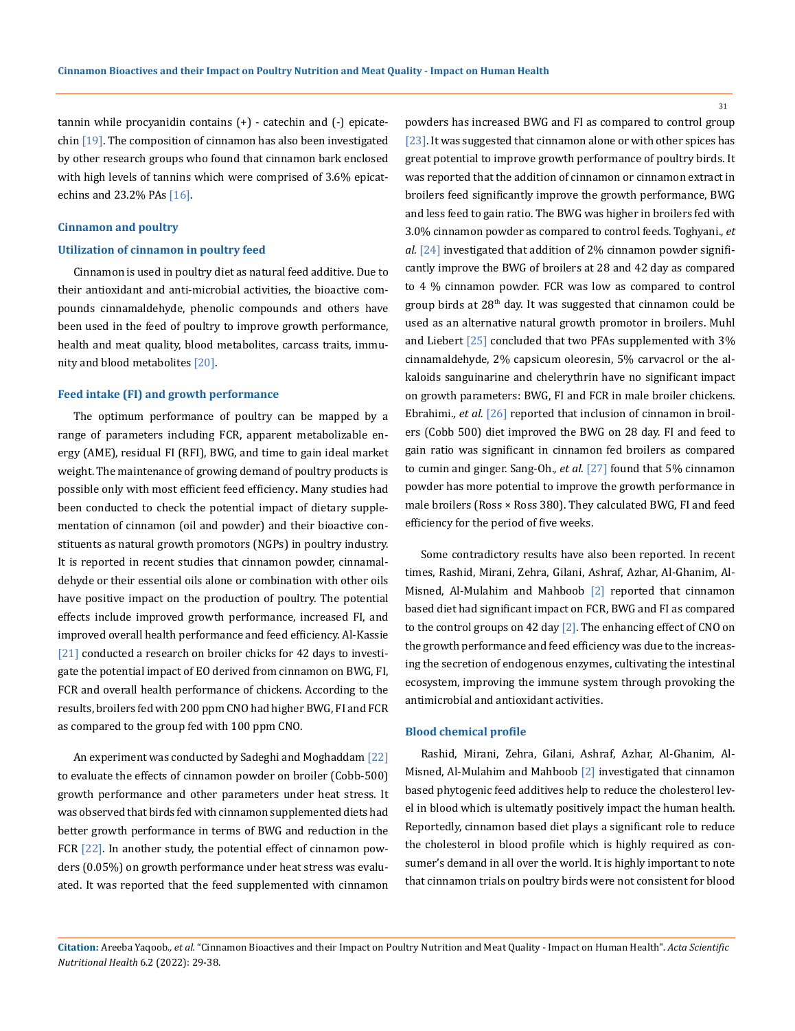tannin while procyanidin contains (+) - catechin and (-) epicatechin [19]. The composition of cinnamon has also been investigated by other research groups who found that cinnamon bark enclosed with high levels of tannins which were comprised of 3.6% epicatechins and 23.2% PAs [16].

## Cinnamon and poultry

### Utilization of cinnamon in poultry feed

Cinnamon is used in poultry diet as natural feed additive. Due to their antioxidant and anti-microbial activities, the bioactive compounds cinnamaldehyde, phenolic compounds and others have been used in the feed of poultry to improve growth performance, health and meat quality, blood metabolites, carcass traits, immunity and blood metabolites [20].

### Feed intake (FI) and growth performance

The optimum performance of poultry can be mapped by a range of parameters including FCR, apparent metabolizable energy (AME), residual FI (RFI), BWG, and time to gain ideal market weight. The maintenance of growing demand of poultry products is possible only with most efficient feed efficiency**.** Many studies had been conducted to check the potential impact of dietary supplementation of cinnamon (oil and powder) and their bioactive constituents as natural growth promotors (NGPs) in poultry industry. It is reported in recent studies that cinnamon powder, cinnamaldehyde or their essential oils alone or combination with other oils have positive impact on the production of poultry. The potential effects include improved growth performance, increased FI, and improved overall health performance and feed efficiency. Al-Kassie [21] conducted a research on broiler chicks for 42 days to investigate the potential impact of EO derived from cinnamon on BWG, FI, FCR and overall health performance of chickens. According to the results, broilers fed with 200 ppm CNO had higher BWG, FI and FCR as compared to the group fed with 100 ppm CNO.

An experiment was conducted by Sadeghi and Moghaddam [22] to evaluate the effects of cinnamon powder on broiler (Cobb-500) growth performance and other parameters under heat stress. It was observed that birds fed with cinnamon supplemented diets had better growth performance in terms of BWG and reduction in the FCR [22]. In another study, the potential effect of cinnamon powders (0.05%) on growth performance under heat stress was evaluated. It was reported that the feed supplemented with cinnamon powders has increased BWG and FI as compared to control group [23]. It was suggested that cinnamon alone or with other spices has great potential to improve growth performance of poultry birds. It was reported that the addition of cinnamon or cinnamon extract in broilers feed significantly improve the growth performance, BWG and less feed to gain ratio. The BWG was higher in broilers fed with 3.0% cinnamon powder as compared to control feeds. Toghyani., *et al.* [24] investigated that addition of 2% cinnamon powder significantly improve the BWG of broilers at 28 and 42 day as compared to 4 % cinnamon powder. FCR was low as compared to control group birds at 28$^{th}$ day. It was suggested that cinnamon could be used as an alternative natural growth promotor in broilers. Muhl and Liebert [25] concluded that two PFAs supplemented with 3% cinnamaldehyde, 2% capsicum oleoresin, 5% carvacrol or the alkaloids sanguinarine and chelerythrin have no significant impact on growth parameters: BWG, FI and FCR in male broiler chickens. Ebrahimi., *et al.* [26] reported that inclusion of cinnamon in broilers (Cobb 500) diet improved the BWG on 28 day. FI and feed to gain ratio was significant in cinnamon fed broilers as compared to cumin and ginger. Sang-Oh., *et al.* [27] found that 5% cinnamon powder has more potential to improve the growth performance in male broilers (Ross × Ross 380). They calculated BWG, FI and feed efficiency for the period of five weeks.

Some contradictory results have also been reported. In recent times, Rashid, Mirani, Zehra, Gilani, Ashraf, Azhar, Al-Ghanim, Al-Misned, Al-Mulahim and Mahboob [2] reported that cinnamon based diet had significant impact on FCR, BWG and FI as compared to the control groups on 42 day [2]. The enhancing effect of CNO on the growth performance and feed efficiency was due to the increasing the secretion of endogenous enzymes, cultivating the intestinal ecosystem, improving the immune system through provoking the antimicrobial and antioxidant activities.

### Blood chemical profile

Rashid, Mirani, Zehra, Gilani, Ashraf, Azhar, Al-Ghanim, Al-Misned, Al-Mulahim and Mahboob [2] investigated that cinnamon based phytogenic feed additives help to reduce the cholesterol level in blood which is ultemately positively impact the human health. Reportedly, cinnamon based diet plays a significant role to reduce the cholesterol in blood profile which is highly required as consumer's demand in all over the world. It is highly important to note that cinnamon trials on poultry birds were not consistent for blood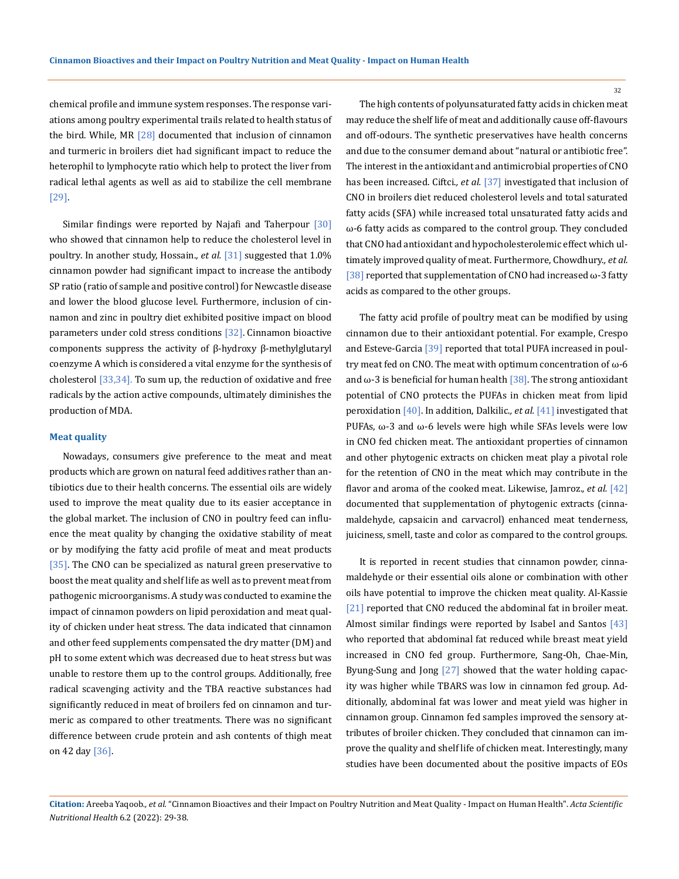chemical profile and immune system responses. The response variations among poultry experimental trails related to health status of the bird. While, MR [28] documented that inclusion of cinnamon and turmeric in broilers diet had significant impact to reduce the heterophil to lymphocyte ratio which help to protect the liver from radical lethal agents as well as aid to stabilize the cell membrane [29].

Similar findings were reported by Najafi and Taherpour [30] who showed that cinnamon help to reduce the cholesterol level in poultry. In another study, Hossain., *et al.* [31] suggested that 1.0% cinnamon powder had significant impact to increase the antibody SP ratio (ratio of sample and positive control) for Newcastle disease and lower the blood glucose level. Furthermore, inclusion of cinnamon and zinc in poultry diet exhibited positive impact on blood parameters under cold stress conditions [32]. Cinnamon bioactive components suppress the activity of β-hydroxy β-methylglutaryl coenzyme A which is considered a vital enzyme for the synthesis of cholesterol [33,34]. To sum up, the reduction of oxidative and free radicals by the action active compounds, ultimately diminishes the production of MDA.

### Meat quality

Nowadays, consumers give preference to the meat and meat products which are grown on natural feed additives rather than antibiotics due to their health concerns. The essential oils are widely used to improve the meat quality due to its easier acceptance in the global market. The inclusion of CNO in poultry feed can influence the meat quality by changing the oxidative stability of meat or by modifying the fatty acid profile of meat and meat products [35]. The CNO can be specialized as natural green preservative to boost the meat quality and shelf life as well as to prevent meat from pathogenic microorganisms. A study was conducted to examine the impact of cinnamon powders on lipid peroxidation and meat quality of chicken under heat stress. The data indicated that cinnamon and other feed supplements compensated the dry matter (DM) and pH to some extent which was decreased due to heat stress but was unable to restore them up to the control groups. Additionally, free radical scavenging activity and the TBA reactive substances had significantly reduced in meat of broilers fed on cinnamon and turmeric as compared to other treatments. There was no significant difference between crude protein and ash contents of thigh meat on 42 day [36].

The high contents of polyunsaturated fatty acids in chicken meat may reduce the shelf life of meat and additionally cause off-flavours and off-odours. The synthetic preservatives have health concerns and due to the consumer demand about "natural or antibiotic free". The interest in the antioxidant and antimicrobial properties of CNO has been increased. Ciftci., *et al.* [37] investigated that inclusion of CNO in broilers diet reduced cholesterol levels and total saturated fatty acids (SFA) while increased total unsaturated fatty acids and ω-6 fatty acids as compared to the control group. They concluded that CNO had antioxidant and hypocholesterolemic effect which ultimately improved quality of meat. Furthermore, Chowdhury., *et al.* [38] reported that supplementation of CNO had increased ω-3 fatty acids as compared to the other groups.

The fatty acid profile of poultry meat can be modified by using cinnamon due to their antioxidant potential. For example, Crespo and Esteve-Garcia [39] reported that total PUFA increased in poultry meat fed on CNO. The meat with optimum concentration of ω-6 and ω-3 is beneficial for human health [38]. The strong antioxidant potential of CNO protects the PUFAs in chicken meat from lipid peroxidation [40]. In addition, Dalkilic., *et al.* [41] investigated that PUFAs, ω-3 and ω-6 levels were high while SFAs levels were low in CNO fed chicken meat. The antioxidant properties of cinnamon and other phytogenic extracts on chicken meat play a pivotal role for the retention of CNO in the meat which may contribute in the flavor and aroma of the cooked meat. Likewise, Jamroz., *et al.* [42] documented that supplementation of phytogenic extracts (cinnamaldehyde, capsaicin and carvacrol) enhanced meat tenderness, juiciness, smell, taste and color as compared to the control groups.

It is reported in recent studies that cinnamon powder, cinnamaldehyde or their essential oils alone or combination with other oils have potential to improve the chicken meat quality. Al-Kassie [21] reported that CNO reduced the abdominal fat in broiler meat. Almost similar findings were reported by Isabel and Santos [43] who reported that abdominal fat reduced while breast meat yield increased in CNO fed group. Furthermore, Sang-Oh, Chae-Min, Byung-Sung and Jong [27] showed that the water holding capacity was higher while TBARS was low in cinnamon fed group. Additionally, abdominal fat was lower and meat yield was higher in cinnamon group. Cinnamon fed samples improved the sensory attributes of broiler chicken. They concluded that cinnamon can improve the quality and shelf life of chicken meat. Interestingly, many studies have been documented about the positive impacts of EOs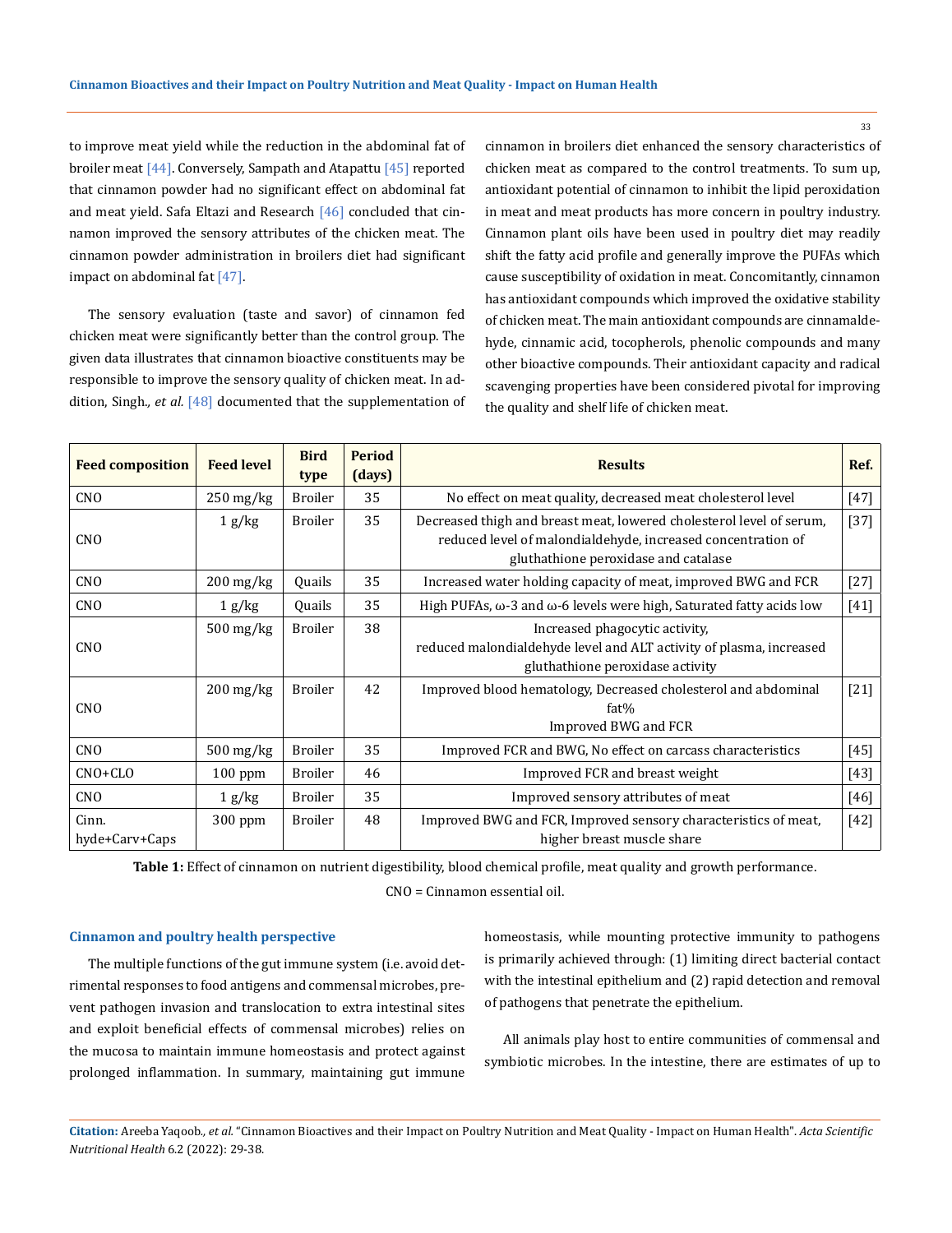to improve meat yield while the reduction in the abdominal fat of broiler meat [44]. Conversely, Sampath and Atapattu [45] reported that cinnamon powder had no significant effect on abdominal fat and meat yield. Safa Eltazi and Research [46] concluded that cinnamon improved the sensory attributes of the chicken meat. The cinnamon powder administration in broilers diet had significant impact on abdominal fat [47].

The sensory evaluation (taste and savor) of cinnamon fed chicken meat were significantly better than the control group. The given data illustrates that cinnamon bioactive constituents may be responsible to improve the sensory quality of chicken meat. In addition, Singh*., et al.* [48] documented that the supplementation of cinnamon in broilers diet enhanced the sensory characteristics of chicken meat as compared to the control treatments. To sum up, antioxidant potential of cinnamon to inhibit the lipid peroxidation in meat and meat products has more concern in poultry industry. Cinnamon plant oils have been used in poultry diet may readily shift the fatty acid profile and generally improve the PUFAs which cause susceptibility of oxidation in meat. Concomitantly, cinnamon has antioxidant compounds which improved the oxidative stability of chicken meat. The main antioxidant compounds are cinnamaldehyde, cinnamic acid, tocopherols, phenolic compounds and many other bioactive compounds. Their antioxidant capacity and radical scavenging properties have been considered pivotal for improving the quality and shelf life of chicken meat.

| Feed composition | Feed level | Bird type | Period (days) | Results | Ref. |
|---|---|---|---|---|---|
| CNO | 250 mg/kg | Broiler | 35 | No effect on meat quality, decreased meat cholesterol level | [47] |
| CNO | 1 g/kg | Broiler | 35 | Decreased thigh and breast meat, lowered cholesterol level of serum, reduced level of malondialdehyde, increased concentration of gluthathione peroxidase and catalase | [37] |
| CNO | 200 mg/kg | Quails | 35 | Increased water holding capacity of meat, improved BWG and FCR | [27] |
| CNO | 1 g/kg | Quails | 35 | High PUFAs, ω-3 and ω-6 levels were high, Saturated fatty acids low | [41] |
| CNO | 500 mg/kg | Broiler | 38 | Increased phagocytic activity, reduced malondialdehyde level and ALT activity of plasma, increased gluthathione peroxidase activity | |
| CNO | 200 mg/kg | Broiler | 42 | Improved blood hematology, Decreased cholesterol and abdominal fat% Improved BWG and FCR | [21] |
| CNO | 500 mg/kg | Broiler | 35 | Improved FCR and BWG, No effect on carcass characteristics | [45] |
| CNO+CLO | 100 ppm | Broiler | 46 | Improved FCR and breast weight | [43] |
| CNO | 1 g/kg | Broiler | 35 | Improved sensory attributes of meat | [46] |
| Cinn. hyde+Carv+Caps | 300 ppm | Broiler | 48 | Improved BWG and FCR, Improved sensory characteristics of meat, higher breast muscle share | [42] |

**Table 1:** Effect of cinnamon on nutrient digestibility, blood chemical profile, meat quality and growth performance.

CNO = Cinnamon essential oil.

### Cinnamon and poultry health perspective

The multiple functions of the gut immune system (i.e. avoid detrimental responses to food antigens and commensal microbes, prevent pathogen invasion and translocation to extra intestinal sites and exploit beneficial effects of commensal microbes) relies on the mucosa to maintain immune homeostasis and protect against prolonged inflammation. In summary, maintaining gut immune homeostasis, while mounting protective immunity to pathogens is primarily achieved through: (1) limiting direct bacterial contact with the intestinal epithelium and (2) rapid detection and removal of pathogens that penetrate the epithelium.

All animals play host to entire communities of commensal and symbiotic microbes. In the intestine, there are estimates of up to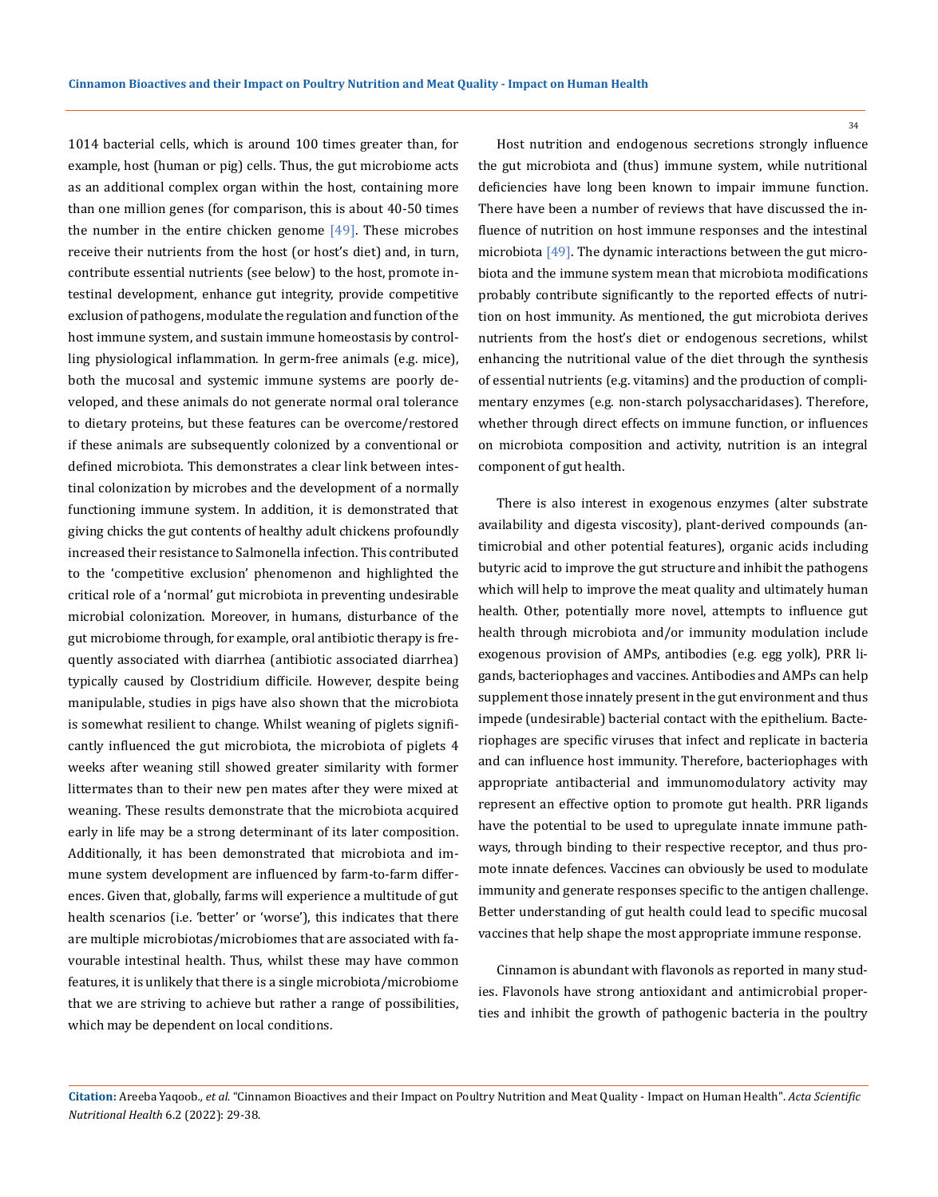1014 bacterial cells, which is around 100 times greater than, for example, host (human or pig) cells. Thus, the gut microbiome acts as an additional complex organ within the host, containing more than one million genes (for comparison, this is about 40-50 times the number in the entire chicken genome [49]. These microbes receive their nutrients from the host (or host's diet) and, in turn, contribute essential nutrients (see below) to the host, promote intestinal development, enhance gut integrity, provide competitive exclusion of pathogens, modulate the regulation and function of the host immune system, and sustain immune homeostasis by controlling physiological inflammation. In germ-free animals (e.g. mice), both the mucosal and systemic immune systems are poorly developed, and these animals do not generate normal oral tolerance to dietary proteins, but these features can be overcome/restored if these animals are subsequently colonized by a conventional or defined microbiota. This demonstrates a clear link between intestinal colonization by microbes and the development of a normally functioning immune system. In addition, it is demonstrated that giving chicks the gut contents of healthy adult chickens profoundly increased their resistance to Salmonella infection. This contributed to the 'competitive exclusion' phenomenon and highlighted the critical role of a 'normal' gut microbiota in preventing undesirable microbial colonization. Moreover, in humans, disturbance of the gut microbiome through, for example, oral antibiotic therapy is frequently associated with diarrhea (antibiotic associated diarrhea) typically caused by Clostridium difficile. However, despite being manipulable, studies in pigs have also shown that the microbiota is somewhat resilient to change. Whilst weaning of piglets significantly influenced the gut microbiota, the microbiota of piglets 4 weeks after weaning still showed greater similarity with former littermates than to their new pen mates after they were mixed at weaning. These results demonstrate that the microbiota acquired early in life may be a strong determinant of its later composition. Additionally, it has been demonstrated that microbiota and immune system development are influenced by farm-to-farm differences. Given that, globally, farms will experience a multitude of gut health scenarios (i.e. 'better' or 'worse'), this indicates that there are multiple microbiotas/microbiomes that are associated with favourable intestinal health. Thus, whilst these may have common features, it is unlikely that there is a single microbiota/microbiome that we are striving to achieve but rather a range of possibilities, which may be dependent on local conditions.

Host nutrition and endogenous secretions strongly influence the gut microbiota and (thus) immune system, while nutritional deficiencies have long been known to impair immune function. There have been a number of reviews that have discussed the influence of nutrition on host immune responses and the intestinal microbiota [49]. The dynamic interactions between the gut microbiota and the immune system mean that microbiota modifications probably contribute significantly to the reported effects of nutrition on host immunity. As mentioned, the gut microbiota derives nutrients from the host's diet or endogenous secretions, whilst enhancing the nutritional value of the diet through the synthesis of essential nutrients (e.g. vitamins) and the production of complimentary enzymes (e.g. non-starch polysaccharidases). Therefore, whether through direct effects on immune function, or influences on microbiota composition and activity, nutrition is an integral component of gut health.

There is also interest in exogenous enzymes (alter substrate availability and digesta viscosity), plant-derived compounds (antimicrobial and other potential features), organic acids including butyric acid to improve the gut structure and inhibit the pathogens which will help to improve the meat quality and ultimately human health. Other, potentially more novel, attempts to influence gut health through microbiota and/or immunity modulation include exogenous provision of AMPs, antibodies (e.g. egg yolk), PRR ligands, bacteriophages and vaccines. Antibodies and AMPs can help supplement those innately present in the gut environment and thus impede (undesirable) bacterial contact with the epithelium. Bacteriophages are specific viruses that infect and replicate in bacteria and can influence host immunity. Therefore, bacteriophages with appropriate antibacterial and immunomodulatory activity may represent an effective option to promote gut health. PRR ligands have the potential to be used to upregulate innate immune pathways, through binding to their respective receptor, and thus promote innate defences. Vaccines can obviously be used to modulate immunity and generate responses specific to the antigen challenge. Better understanding of gut health could lead to specific mucosal vaccines that help shape the most appropriate immune response.

Cinnamon is abundant with flavonols as reported in many studies. Flavonols have strong antioxidant and antimicrobial properties and inhibit the growth of pathogenic bacteria in the poultry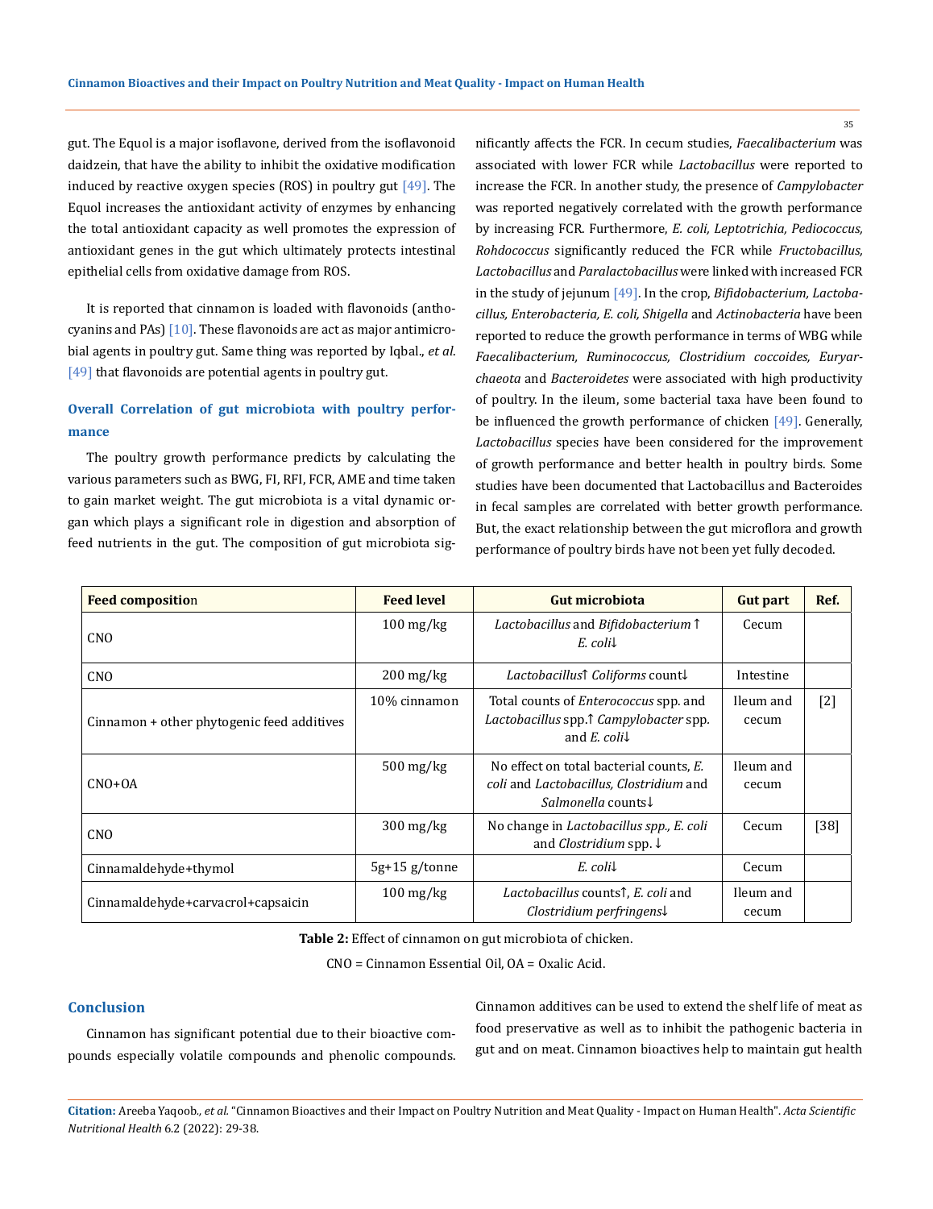gut. The Equol is a major isoflavone, derived from the isoflavonoid daidzein, that have the ability to inhibit the oxidative modification induced by reactive oxygen species (ROS) in poultry gut [49]. The Equol increases the antioxidant activity of enzymes by enhancing the total antioxidant capacity as well promotes the expression of antioxidant genes in the gut which ultimately protects intestinal epithelial cells from oxidative damage from ROS.

It is reported that cinnamon is loaded with flavonoids (anthocyanins and PAs) [10]. These flavonoids are act as major antimicrobial agents in poultry gut. Same thing was reported by Iqbal., *et al*. [49] that flavonoids are potential agents in poultry gut.

## Overall Correlation of gut microbiota with poultry performance

The poultry growth performance predicts by calculating the various parameters such as BWG, FI, RFI, FCR, AME and time taken to gain market weight. The gut microbiota is a vital dynamic organ which plays a significant role in digestion and absorption of feed nutrients in the gut. The composition of gut microbiota significantly affects the FCR. In cecum studies, *Faecalibacterium* was associated with lower FCR while *Lactobacillus* were reported to increase the FCR. In another study, the presence of *Campylobacter* was reported negatively correlated with the growth performance by increasing FCR. Furthermore, *E. coli, Leptotrichia, Pediococcus, Rohdococcus* significantly reduced the FCR while *Fructobacillus, Lactobacillus* and *Paralactobacillus* were linked with increased FCR in the study of jejunum [49]. In the crop, *Bifidobacterium, Lactobacillus, Enterobacteria, E. coli, Shigella* and *Actinobacteria* have been reported to reduce the growth performance in terms of WBG while *Faecalibacterium, Ruminococcus, Clostridium coccoides, Euryarchaeota* and *Bacteroidetes* were associated with high productivity of poultry. In the ileum, some bacterial taxa have been found to be influenced the growth performance of chicken [49]. Generally, *Lactobacillus* species have been considered for the improvement of growth performance and better health in poultry birds. Some studies have been documented that Lactobacillus and Bacteroides in fecal samples are correlated with better growth performance. But, the exact relationship between the gut microflora and growth performance of poultry birds have not been yet fully decoded.

| Feed composition | Feed level | Gut microbiota | Gut part | Ref. |
|---|---|---|---|---|
| CNO | 100 mg/kg | *Lactobacillus* and *Bifidobacterium* ↑ *E. coli*↓ | Cecum | |
| CNO | 200 mg/kg | *Lactobacillus*↑ *Coliforms* count↓ | Intestine | |
| Cinnamon + other phytogenic feed additives | 10% cinnamon | Total counts of *Enterococcus* spp. and *Lactobacillus* spp.↑ *Campylobacter* spp. and *E. coli*↓ | Ileum and cecum | [2] |
| CNO+OA | 500 mg/kg | No effect on total bacterial counts, *E. coli* and *Lactobacillus, Clostridium* and *Salmonella* counts↓ | Ileum and cecum | |
| CNO | 300 mg/kg | No change in *Lactobacillus spp., E. coli* and *Clostridium* spp. ↓ | Cecum | [38] |
| Cinnamaldehyde+thymol | 5g+15 g/tonne | *E. coli*↓ | Cecum | |
| Cinnamaldehyde+carvacrol+capsaicin | 100 mg/kg | *Lactobacillus* counts↑, *E. coli* and *Clostridium perfringens*↓ | Ileum and cecum | |

**Table 2:** Effect of cinnamon on gut microbiota of chicken.

CNO = Cinnamon Essential Oil, OA = Oxalic Acid.

## Conclusion

Cinnamon has significant potential due to their bioactive compounds especially volatile compounds and phenolic compounds. Cinnamon additives can be used to extend the shelf life of meat as food preservative as well as to inhibit the pathogenic bacteria in gut and on meat. Cinnamon bioactives help to maintain gut health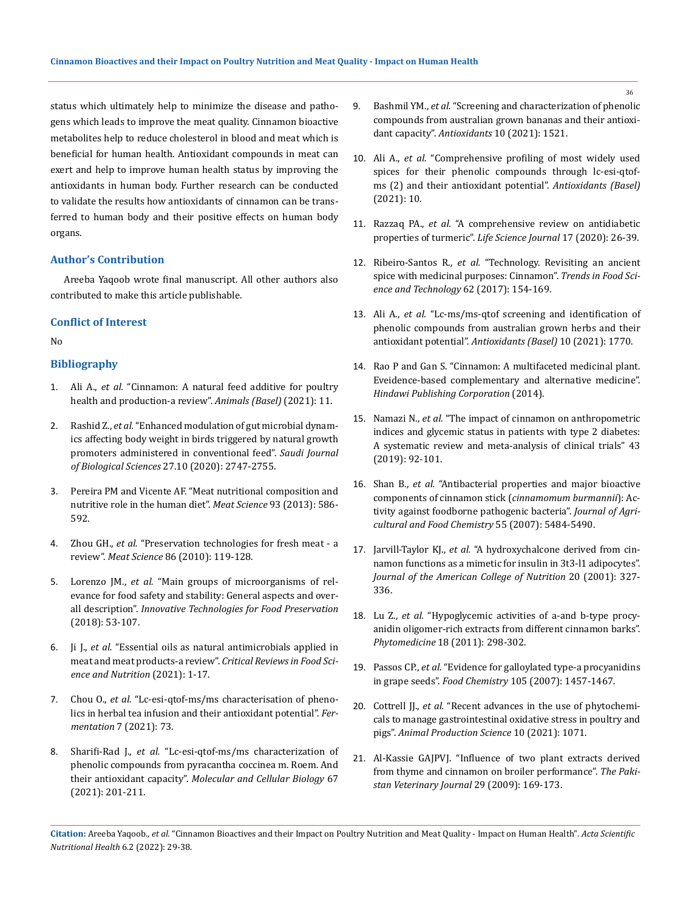status which ultimately help to minimize the disease and pathogens which leads to improve the meat quality. Cinnamon bioactive metabolites help to reduce cholesterol in blood and meat which is beneficial for human health. Antioxidant compounds in meat can exert and help to improve human health status by improving the antioxidants in human body. Further research can be conducted to validate the results how antioxidants of cinnamon can be transferred to human body and their positive effects on human body organs.

## Author's Contribution

Areeba Yaqoob wrote final manuscript. All other authors also contributed to make this article publishable.

## Conflict of Interest

No

## Bibliography

1. Ali A., *et al.* "Cinnamon: A natural feed additive for poultry health and production-a review". *Animals (Basel)* (2021): 11.
2. Rashid Z., *et al.* "Enhanced modulation of gut microbial dynamics affecting body weight in birds triggered by natural growth promoters administered in conventional feed". *Saudi Journal of Biological Sciences* 27.10 (2020): 2747-2755.
3. Pereira PM and Vicente AF. "Meat nutritional composition and nutritive role in the human diet". *Meat Science* 93 (2013): 586-592.
4. Zhou GH., *et al.* "Preservation technologies for fresh meat - a review". *Meat Science* 86 (2010): 119-128.
5. Lorenzo JM., *et al.* "Main groups of microorganisms of relevance for food safety and stability: General aspects and overall description". *Innovative Technologies for Food Preservation* (2018): 53-107.
6. Ji J., *et al.* "Essential oils as natural antimicrobials applied in meat and meat products-a review". *Critical Reviews in Food Science and Nutrition* (2021): 1-17.
7. Chou O., *et al.* "Lc-esi-qtof-ms/ms characterisation of phenolics in herbal tea infusion and their antioxidant potential". *Fermentation* 7 (2021): 73.
8. Sharifi-Rad J., *et al.* "Lc-esi-qtof-ms/ms characterization of phenolic compounds from pyracantha coccinea m. Roem. And their antioxidant capacity". *Molecular and Cellular Biology* 67 (2021): 201-211.
9. Bashmil YM., *et al.* "Screening and characterization of phenolic compounds from australian grown bananas and their antioxidant capacity". *Antioxidants* 10 (2021): 1521.
10. Ali A., *et al.* "Comprehensive profiling of most widely used spices for their phenolic compounds through lc-esi-qtof-ms (2) and their antioxidant potential". *Antioxidants (Basel)* (2021): 10.
11. Razzaq PA., *et al.* "A comprehensive review on antidiabetic properties of turmeric". *Life Science Journal* 17 (2020): 26-39.
12. Ribeiro-Santos R., *et al.* "Technology. Revisiting an ancient spice with medicinal purposes: Cinnamon". *Trends in Food Science and Technology* 62 (2017): 154-169.
13. Ali A., *et al.* "Lc-ms/ms-qtof screening and identification of phenolic compounds from australian grown herbs and their antioxidant potential". *Antioxidants (Basel)* 10 (2021): 1770.
14. Rao P and Gan S. "Cinnamon: A multifaceted medicinal plant. Eveidence-based complementary and alternative medicine". *Hindawi Publishing Corporation* (2014).
15. Namazi N., *et al.* "The impact of cinnamon on anthropometric indices and glycemic status in patients with type 2 diabetes: A systematic review and meta-analysis of clinical trials" 43 (2019): 92-101.
16. Shan B., *et al.* "Antibacterial properties and major bioactive components of cinnamon stick (*cinnamomum burmannii*): Activity against foodborne pathogenic bacteria". *Journal of Agricultural and Food Chemistry* 55 (2007): 5484-5490.
17. Jarvill-Taylor KJ., *et al.* "A hydroxychalcone derived from cinnamon functions as a mimetic for insulin in 3t3-l1 adipocytes". *Journal of the American College of Nutrition* 20 (2001): 327-336.
18. Lu Z., *et al.* "Hypoglycemic activities of a-and b-type procyanidin oligomer-rich extracts from different cinnamon barks". *Phytomedicine* 18 (2011): 298-302.
19. Passos CP., *et al.* "Evidence for galloylated type-a procyanidins in grape seeds". *Food Chemistry* 105 (2007): 1457-1467.
20. Cottrell JJ., *et al.* "Recent advances in the use of phytochemicals to manage gastrointestinal oxidative stress in poultry and pigs". *Animal Production Science* 10 (2021): 1071.
21. Al-Kassie GAJPVJ. "Influence of two plant extracts derived from thyme and cinnamon on broiler performance". *The Pakistan Veterinary Journal* 29 (2009): 169-173.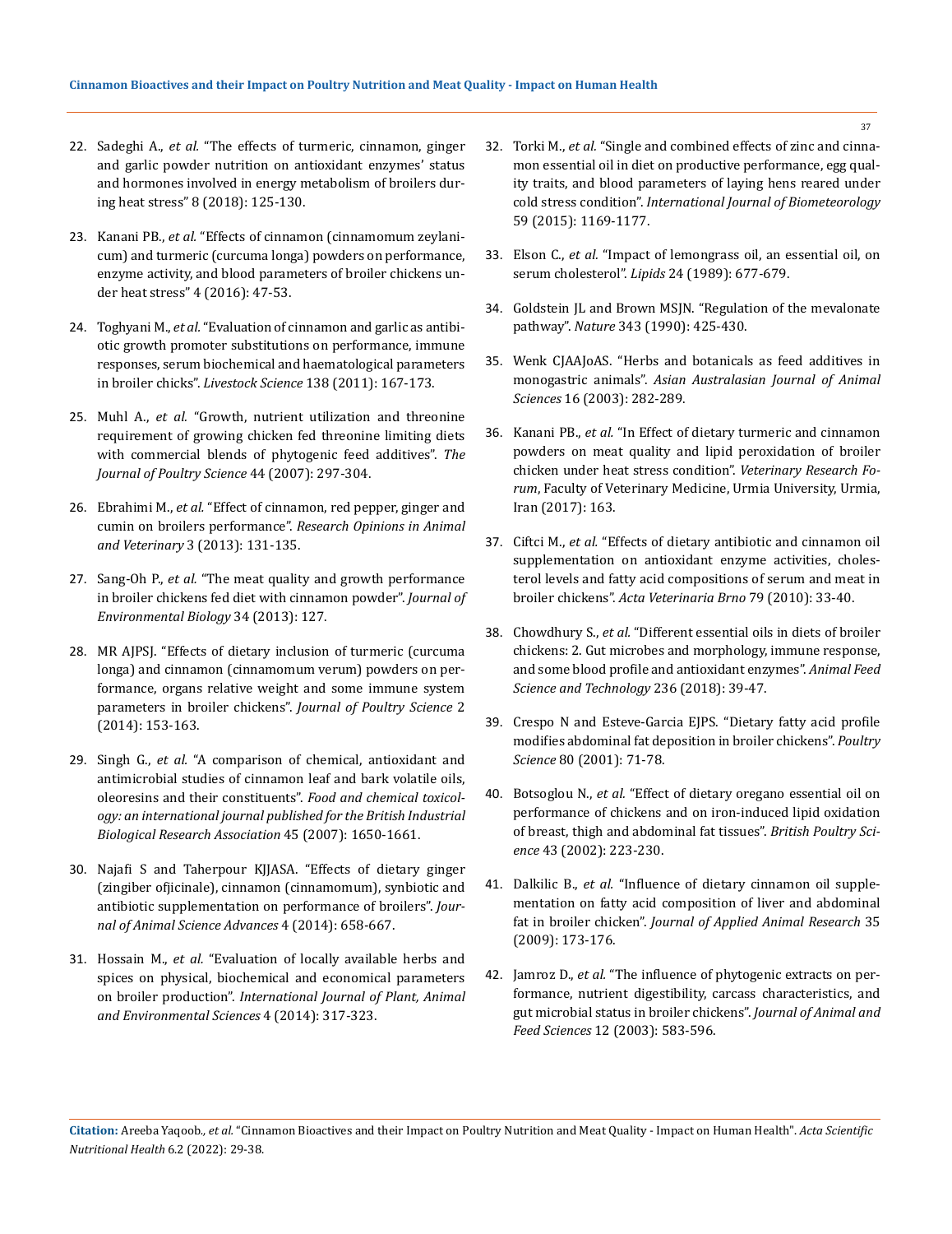22. Sadeghi A., *et al.* "The effects of turmeric, cinnamon, ginger and garlic powder nutrition on antioxidant enzymes' status and hormones involved in energy metabolism of broilers during heat stress" 8 (2018): 125-130.

23. Kanani PB., *et al.* "Effects of cinnamon (cinnamomum zeylanicum) and turmeric (curcuma longa) powders on performance, enzyme activity, and blood parameters of broiler chickens under heat stress" 4 (2016): 47-53.

24. Toghyani M., *et al.* "Evaluation of cinnamon and garlic as antibiotic growth promoter substitutions on performance, immune responses, serum biochemical and haematological parameters in broiler chicks". *Livestock Science* 138 (2011): 167-173.

25. Muhl A., *et al.* "Growth, nutrient utilization and threonine requirement of growing chicken fed threonine limiting diets with commercial blends of phytogenic feed additives". *The Journal of Poultry Science* 44 (2007): 297-304.

26. Ebrahimi M., *et al.* "Effect of cinnamon, red pepper, ginger and cumin on broilers performance". *Research Opinions in Animal and Veterinary* 3 (2013): 131-135.

27. Sang-Oh P., *et al.* "The meat quality and growth performance in broiler chickens fed diet with cinnamon powder". *Journal of Environmental Biology* 34 (2013): 127.

28. MR AJPSJ. "Effects of dietary inclusion of turmeric (curcuma longa) and cinnamon (cinnamomum verum) powders on performance, organs relative weight and some immune system parameters in broiler chickens". *Journal of Poultry Science* 2 (2014): 153-163.

29. Singh G., *et al.* "A comparison of chemical, antioxidant and antimicrobial studies of cinnamon leaf and bark volatile oils, oleoresins and their constituents". *Food and chemical toxicology: an international journal published for the British Industrial Biological Research Association* 45 (2007): 1650-1661.

30. Najafi S and Taherpour KJJASA. "Effects of dietary ginger (zingiber ofjicinale), cinnamon (cinnamomum), synbiotic and antibiotic supplementation on performance of broilers". *Journal of Animal Science Advances* 4 (2014): 658-667.

31. Hossain M., *et al.* "Evaluation of locally available herbs and spices on physical, biochemical and economical parameters on broiler production". *International Journal of Plant, Animal and Environmental Sciences* 4 (2014): 317-323.

32. Torki M., *et al.* "Single and combined effects of zinc and cinnamon essential oil in diet on productive performance, egg quality traits, and blood parameters of laying hens reared under cold stress condition". *International Journal of Biometeorology* 59 (2015): 1169-1177.

33. Elson C., *et al.* "Impact of lemongrass oil, an essential oil, on serum cholesterol". *Lipids* 24 (1989): 677-679.

34. Goldstein JL and Brown MSJN. "Regulation of the mevalonate pathway". *Nature* 343 (1990): 425-430.

35. Wenk CJAAJoAS. "Herbs and botanicals as feed additives in monogastric animals". *Asian Australasian Journal of Animal Sciences* 16 (2003): 282-289.

36. Kanani PB., *et al.* "In Effect of dietary turmeric and cinnamon powders on meat quality and lipid peroxidation of broiler chicken under heat stress condition". *Veterinary Research Forum*, Faculty of Veterinary Medicine, Urmia University, Urmia, Iran (2017): 163.

37. Ciftci M., *et al.* "Effects of dietary antibiotic and cinnamon oil supplementation on antioxidant enzyme activities, cholesterol levels and fatty acid compositions of serum and meat in broiler chickens". *Acta Veterinaria Brno* 79 (2010): 33-40.

38. Chowdhury S., *et al.* "Different essential oils in diets of broiler chickens: 2. Gut microbes and morphology, immune response, and some blood profile and antioxidant enzymes". *Animal Feed Science and Technology* 236 (2018): 39-47.

39. Crespo N and Esteve-Garcia EJPS. "Dietary fatty acid profile modifies abdominal fat deposition in broiler chickens". *Poultry Science* 80 (2001): 71-78.

40. Botsoglou N., *et al.* "Effect of dietary oregano essential oil on performance of chickens and on iron-induced lipid oxidation of breast, thigh and abdominal fat tissues". *British Poultry Science* 43 (2002): 223-230.

41. Dalkilic B., *et al.* "Influence of dietary cinnamon oil supplementation on fatty acid composition of liver and abdominal fat in broiler chicken". *Journal of Applied Animal Research* 35 (2009): 173-176.

42. Jamroz D., *et al.* "The influence of phytogenic extracts on performance, nutrient digestibility, carcass characteristics, and gut microbial status in broiler chickens". *Journal of Animal and Feed Sciences* 12 (2003): 583-596.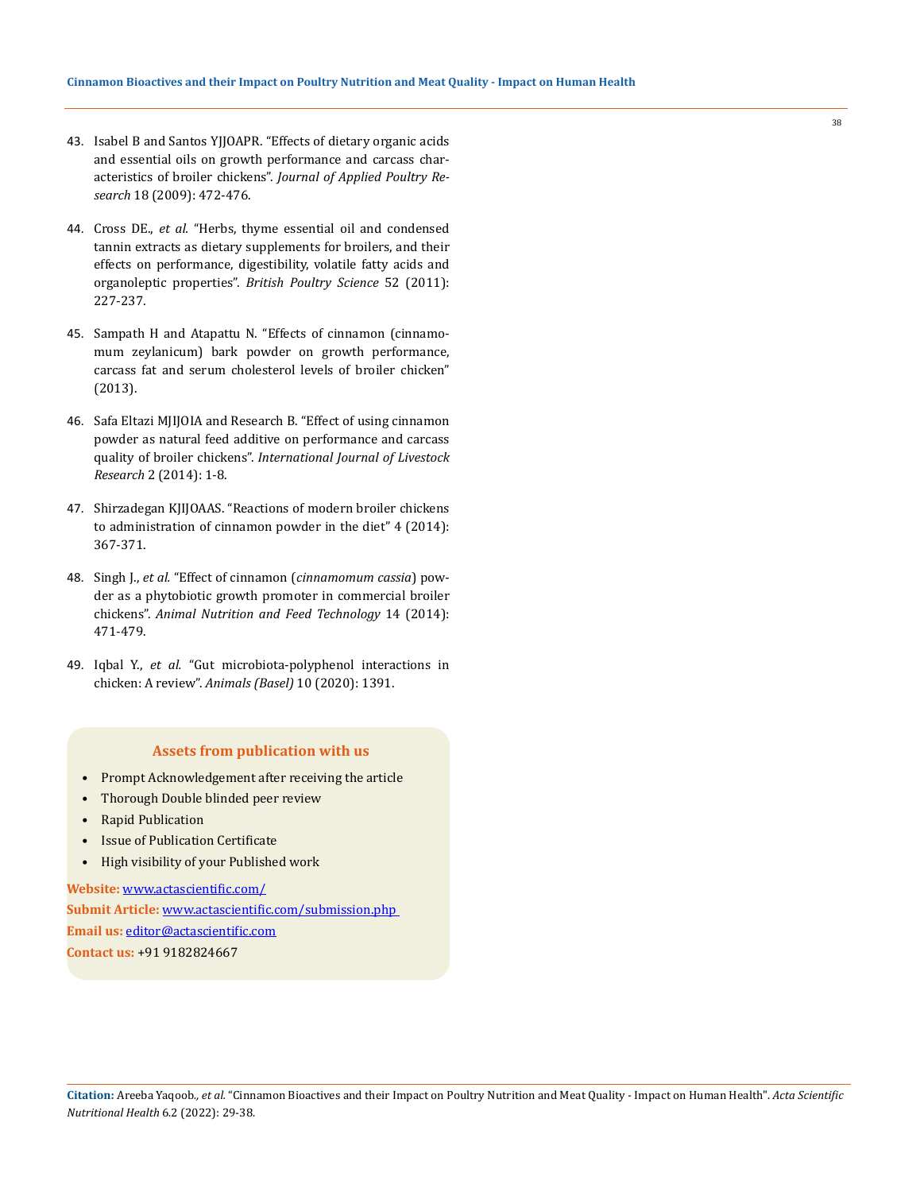43. Isabel B and Santos YJJOAPR. "Effects of dietary organic acids and essential oils on growth performance and carcass characteristics of broiler chickens". *Journal of Applied Poultry Research* 18 (2009): 472-476.

44. Cross DE., *et al.* "Herbs, thyme essential oil and condensed tannin extracts as dietary supplements for broilers, and their effects on performance, digestibility, volatile fatty acids and organoleptic properties". *British Poultry Science* 52 (2011): 227-237.

45. Sampath H and Atapattu N. "Effects of cinnamon (cinnamomum zeylanicum) bark powder on growth performance, carcass fat and serum cholesterol levels of broiler chicken" (2013).

46. Safa Eltazi MJIJOIA and Research B. "Effect of using cinnamon powder as natural feed additive on performance and carcass quality of broiler chickens". *International Journal of Livestock Research* 2 (2014): 1-8.

47. Shirzadegan KJIJOAAS. "Reactions of modern broiler chickens to administration of cinnamon powder in the diet" 4 (2014): 367-371.

48. Singh J., *et al.* "Effect of cinnamon (*cinnamomum cassia*) powder as a phytobiotic growth promoter in commercial broiler chickens". *Animal Nutrition and Feed Technology* 14 (2014): 471-479.

49. Iqbal Y., *et al.* "Gut microbiota-polyphenol interactions in chicken: A review". *Animals (Basel)* 10 (2020): 1391.

**Assets from publication with us**

- Prompt Acknowledgement after receiving the article
- Thorough Double blinded peer review
- Rapid Publication
- Issue of Publication Certificate
- High visibility of your Published work

**Website:** www.actascientific.com/
**Submit Article:** www.actascientific.com/submission.php
**Email us:** editor@actascientific.com
**Contact us:** +91 9182824667